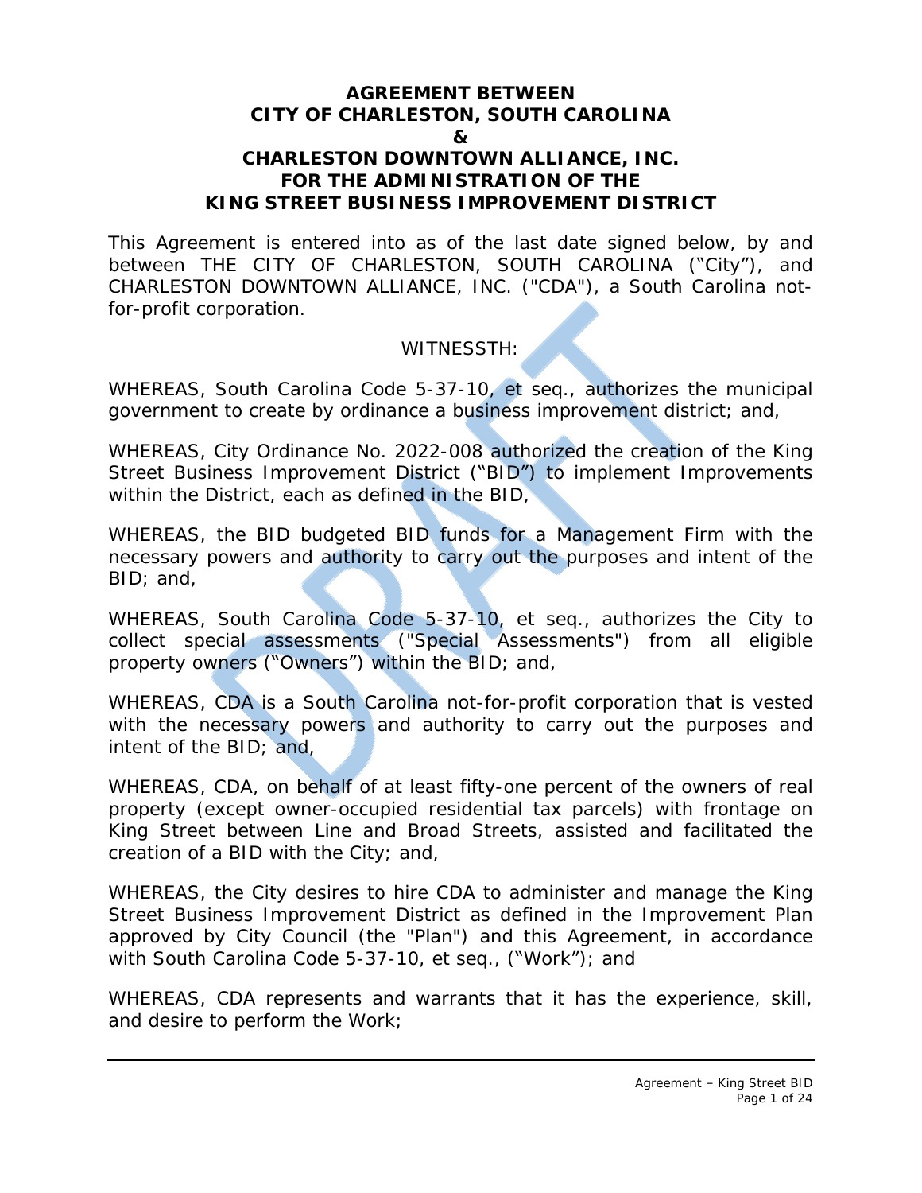# AGREEMENT BETWEEN CITY OF CHARLESTON, SOUTH CAROLINA & CHARLESTON DOWNTOWN ALLIANCE, INC. FOR THE ADMINISTRATION OF THE KING STREET BUSINESS IMPROVEMENT DISTRICT

This Agreement is entered into as of the last date signed below, by and between THE CITY OF CHARLESTON, SOUTH CAROLINA ("City"), and CHARLESTON DOWNTOWN ALLIANCE, INC. ("CDA"), a South Carolina not-for-profit corporation.

WITNESSTH:

WHEREAS, South Carolina Code 5-37-10, et seq., authorizes the municipal government to create by ordinance a business improvement district; and,

WHEREAS, City Ordinance No. 2022-008 authorized the creation of the King Street Business Improvement District ("BID") to implement Improvements within the District, each as defined in the BID,

WHEREAS, the BID budgeted BID funds for a Management Firm with the necessary powers and authority to carry out the purposes and intent of the BID; and,

WHEREAS, South Carolina Code 5-37-10, et seq., authorizes the City to collect special assessments ("Special Assessments") from all eligible property owners ("Owners") within the BID; and,

WHEREAS, CDA is a South Carolina not-for-profit corporation that is vested with the necessary powers and authority to carry out the purposes and intent of the BID; and,

WHEREAS, CDA, on behalf of at least fifty-one percent of the owners of real property (except owner-occupied residential tax parcels) with frontage on King Street between Line and Broad Streets, assisted and facilitated the creation of a BID with the City; and,

WHEREAS, the City desires to hire CDA to administer and manage the King Street Business Improvement District as defined in the Improvement Plan approved by City Council (the "Plan") and this Agreement, in accordance with South Carolina Code 5-37-10, et seq., ("Work"); and

WHEREAS, CDA represents and warrants that it has the experience, skill, and desire to perform the Work;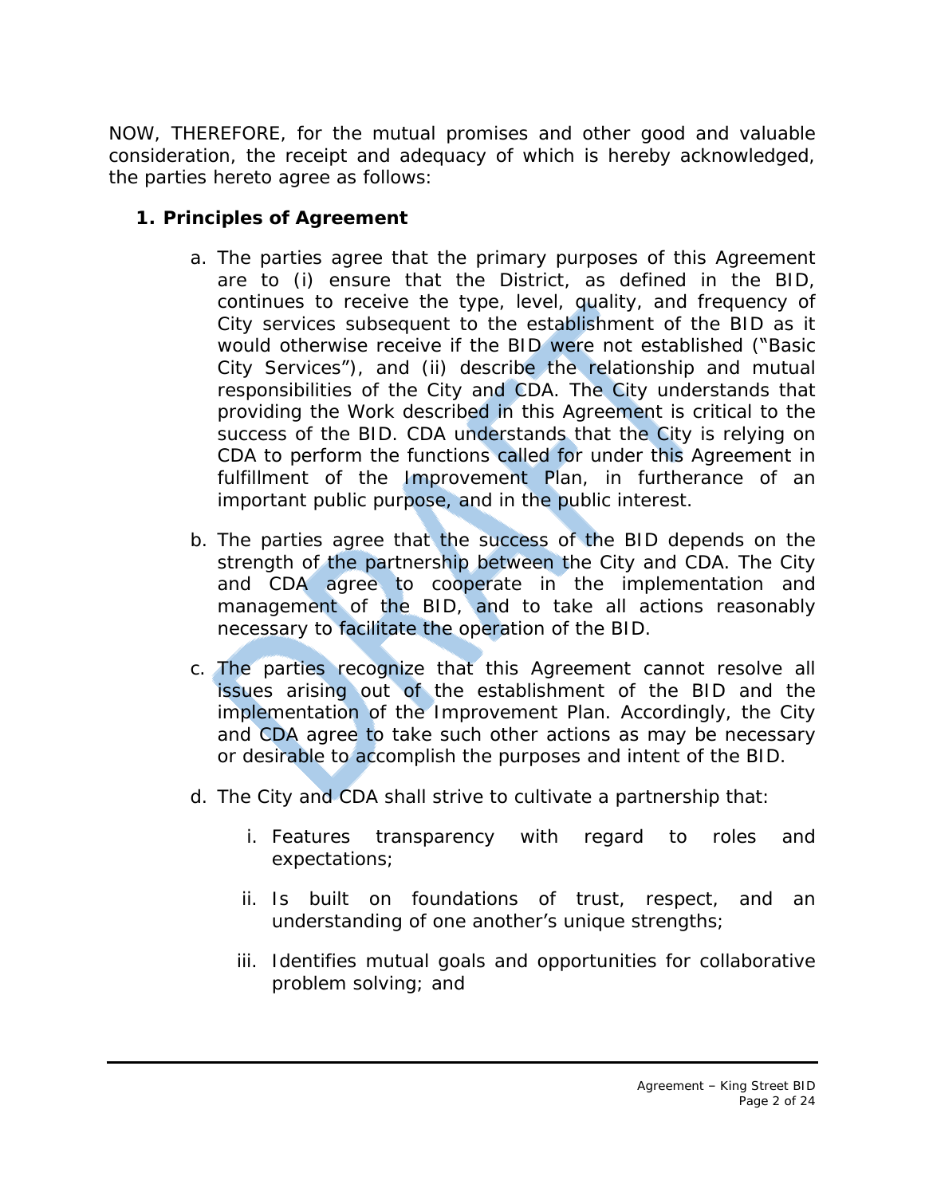NOW, THEREFORE, for the mutual promises and other good and valuable consideration, the receipt and adequacy of which is hereby acknowledged, the parties hereto agree as follows:

**1. Principles of Agreement**

a. The parties agree that the primary purposes of this Agreement are to (i) ensure that the District, as defined in the BID, continues to receive the type, level, quality, and frequency of City services subsequent to the establishment of the BID as it would otherwise receive if the BID were not established ("Basic City Services"), and (ii) describe the relationship and mutual responsibilities of the City and CDA. The City understands that providing the Work described in this Agreement is critical to the success of the BID. CDA understands that the City is relying on CDA to perform the functions called for under this Agreement in fulfillment of the Improvement Plan, in furtherance of an important public purpose, and in the public interest.

b. The parties agree that the success of the BID depends on the strength of the partnership between the City and CDA. The City and CDA agree to cooperate in the implementation and management of the BID, and to take all actions reasonably necessary to facilitate the operation of the BID.

c. The parties recognize that this Agreement cannot resolve all issues arising out of the establishment of the BID and the implementation of the Improvement Plan. Accordingly, the City and CDA agree to take such other actions as may be necessary or desirable to accomplish the purposes and intent of the BID.

d. The City and CDA shall strive to cultivate a partnership that:

   i. Features transparency with regard to roles and expectations;

   ii. Is built on foundations of trust, respect, and an understanding of one another's unique strengths;

   iii. Identifies mutual goals and opportunities for collaborative problem solving; and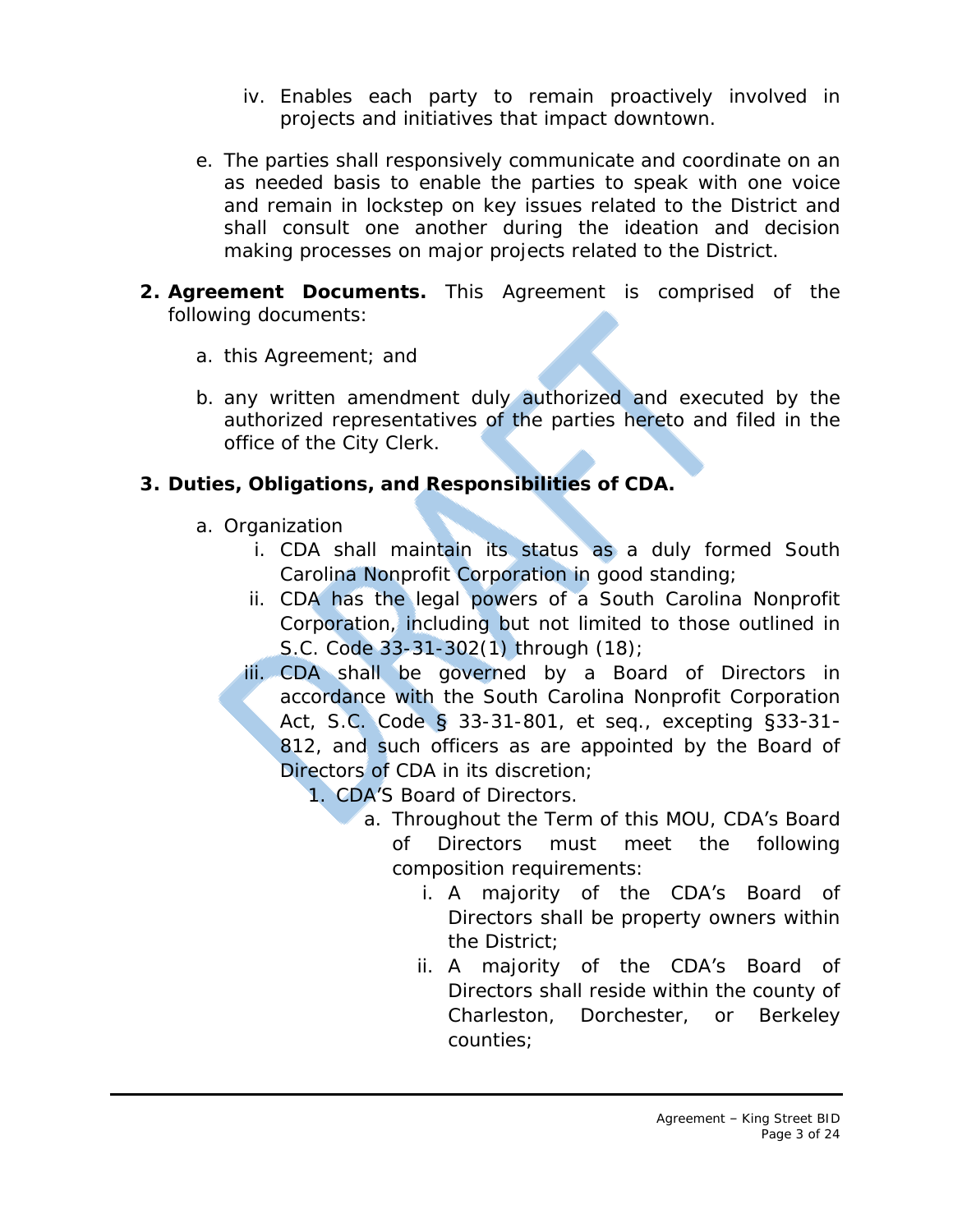iv. Enables each party to remain proactively involved in projects and initiatives that impact downtown.

e. The parties shall responsively communicate and coordinate on an as needed basis to enable the parties to speak with one voice and remain in lockstep on key issues related to the District and shall consult one another during the ideation and decision making processes on major projects related to the District.

2. **Agreement Documents.** This Agreement is comprised of the following documents:

   a. this Agreement; and

   b. any written amendment duly authorized and executed by the authorized representatives of the parties hereto and filed in the office of the City Clerk.

3. **Duties, Obligations, and Responsibilities of CDA.**

   a. Organization
      i. CDA shall maintain its status as a duly formed South Carolina Nonprofit Corporation in good standing;
      ii. CDA has the legal powers of a South Carolina Nonprofit Corporation, including but not limited to those outlined in S.C. Code 33-31-302(1) through (18);
      iii. CDA shall be governed by a Board of Directors in accordance with the South Carolina Nonprofit Corporation Act, S.C. Code § 33-31-801, et seq., excepting §33-31-812, and such officers as are appointed by the Board of Directors of CDA in its discretion;
         1. CDA'S Board of Directors.
            a. Throughout the Term of this MOU, CDA's Board of Directors must meet the following composition requirements:
               i. A majority of the CDA's Board of Directors shall be property owners within the District;
               ii. A majority of the CDA's Board of Directors shall reside within the county of Charleston, Dorchester, or Berkeley counties;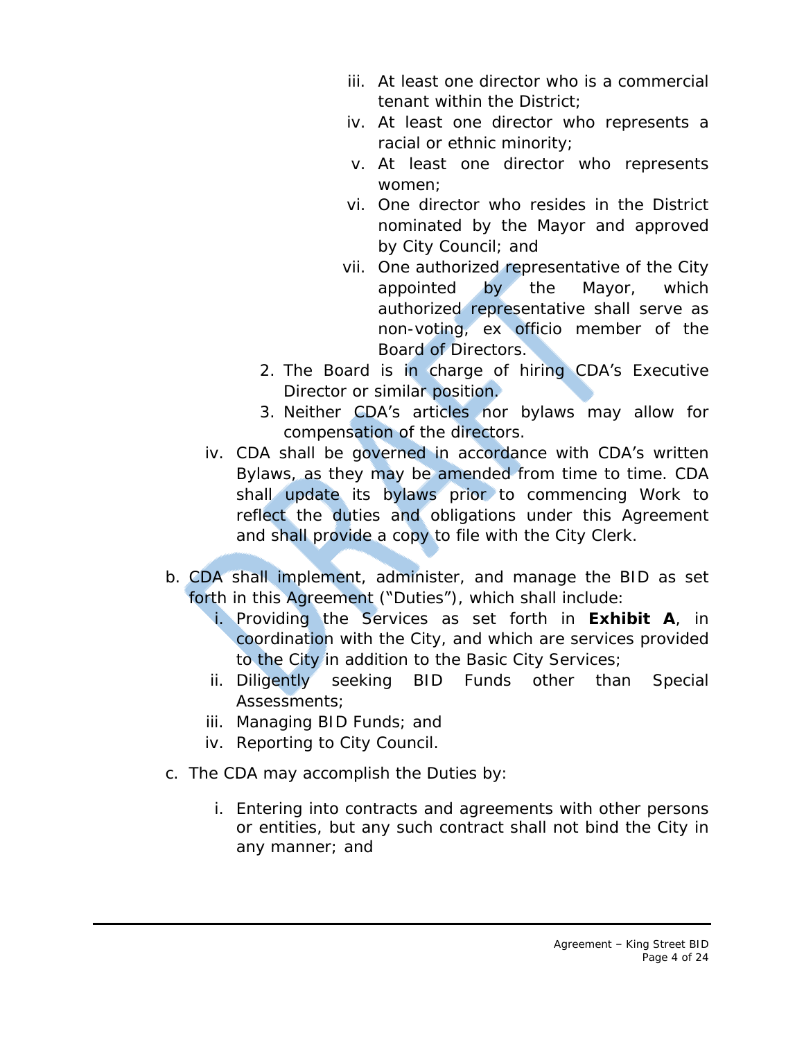iii. At least one director who is a commercial tenant within the District;
   iv. At least one director who represents a racial or ethnic minority;
   v. At least one director who represents women;
   vi. One director who resides in the District nominated by the Mayor and approved by City Council; and
   vii. One authorized representative of the City appointed by the Mayor, which authorized representative shall serve as non-voting, ex officio member of the Board of Directors.

  2. The Board is in charge of hiring CDA's Executive Director or similar position.
  3. Neither CDA's articles nor bylaws may allow for compensation of the directors.

 iv. CDA shall be governed in accordance with CDA's written Bylaws, as they may be amended from time to time. CDA shall update its bylaws prior to commencing Work to reflect the duties and obligations under this Agreement and shall provide a copy to file with the City Clerk.

b. CDA shall implement, administer, and manage the BID as set forth in this Agreement ("Duties"), which shall include:
   i. Providing the Services as set forth in **Exhibit A**, in coordination with the City, and which are services provided to the City in addition to the Basic City Services;
   ii. Diligently seeking BID Funds other than Special Assessments;
   iii. Managing BID Funds; and
   iv. Reporting to City Council.

c. The CDA may accomplish the Duties by:

   i. Entering into contracts and agreements with other persons or entities, but any such contract shall not bind the City in any manner; and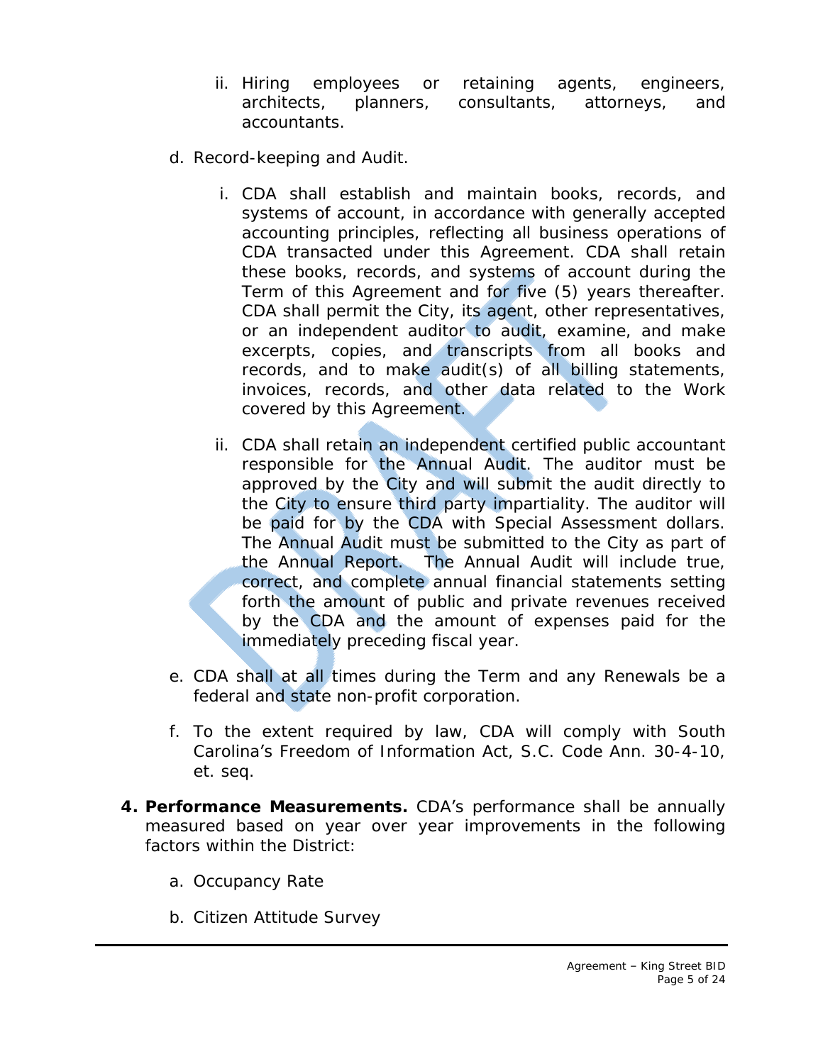ii. Hiring employees or retaining agents, engineers, architects, planners, consultants, attorneys, and accountants.

d. Record-keeping and Audit.

   i. CDA shall establish and maintain books, records, and systems of account, in accordance with generally accepted accounting principles, reflecting all business operations of CDA transacted under this Agreement. CDA shall retain these books, records, and systems of account during the Term of this Agreement and for five (5) years thereafter. CDA shall permit the City, its agent, other representatives, or an independent auditor to audit, examine, and make excerpts, copies, and transcripts from all books and records, and to make audit(s) of all billing statements, invoices, records, and other data related to the Work covered by this Agreement.

   ii. CDA shall retain an independent certified public accountant responsible for the Annual Audit. The auditor must be approved by the City and will submit the audit directly to the City to ensure third party impartiality. The auditor will be paid for by the CDA with Special Assessment dollars. The Annual Audit must be submitted to the City as part of the Annual Report. The Annual Audit will include true, correct, and complete annual financial statements setting forth the amount of public and private revenues received by the CDA and the amount of expenses paid for the immediately preceding fiscal year.

e. CDA shall at all times during the Term and any Renewals be a federal and state non-profit corporation.

f. To the extent required by law, CDA will comply with South Carolina's Freedom of Information Act, S.C. Code Ann. 30-4-10, et. seq.

**4. Performance Measurements.** CDA's performance shall be annually measured based on year over year improvements in the following factors within the District:

a. Occupancy Rate

b. Citizen Attitude Survey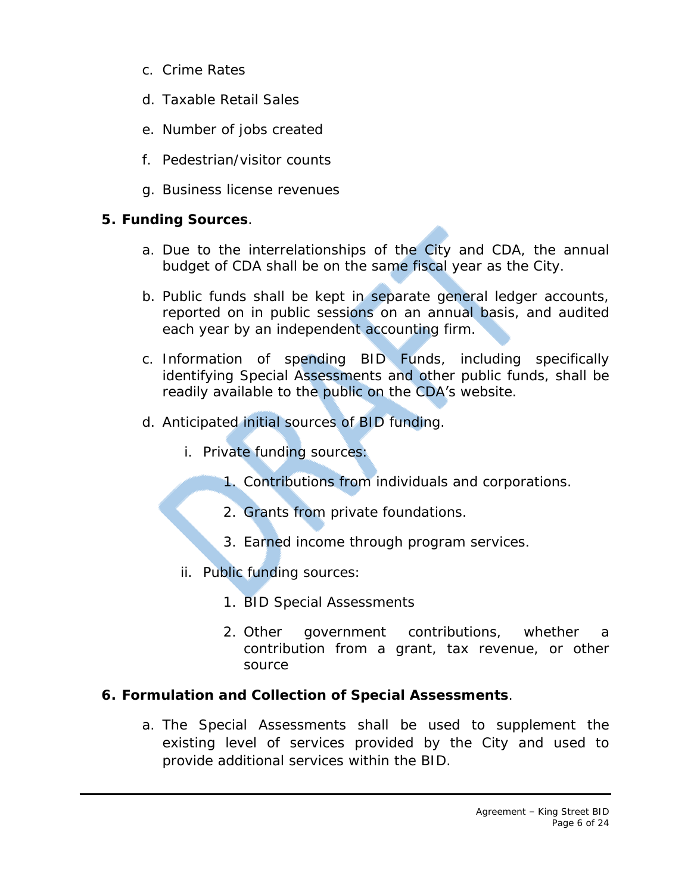c. Crime Rates

d. Taxable Retail Sales

e. Number of jobs created

f. Pedestrian/visitor counts

g. Business license revenues

**5. Funding Sources**.

a. Due to the interrelationships of the City and CDA, the annual budget of CDA shall be on the same fiscal year as the City.

b. Public funds shall be kept in separate general ledger accounts, reported on in public sessions on an annual basis, and audited each year by an independent accounting firm.

c. Information of spending BID Funds, including specifically identifying Special Assessments and other public funds, shall be readily available to the public on the CDA's website.

d. Anticipated initial sources of BID funding.

   i. Private funding sources:

      1. Contributions from individuals and corporations.

      2. Grants from private foundations.

      3. Earned income through program services.

   ii. Public funding sources:

      1. BID Special Assessments

      2. Other government contributions, whether a contribution from a grant, tax revenue, or other source

**6. Formulation and Collection of Special Assessments**.

a. The Special Assessments shall be used to supplement the existing level of services provided by the City and used to provide additional services within the BID.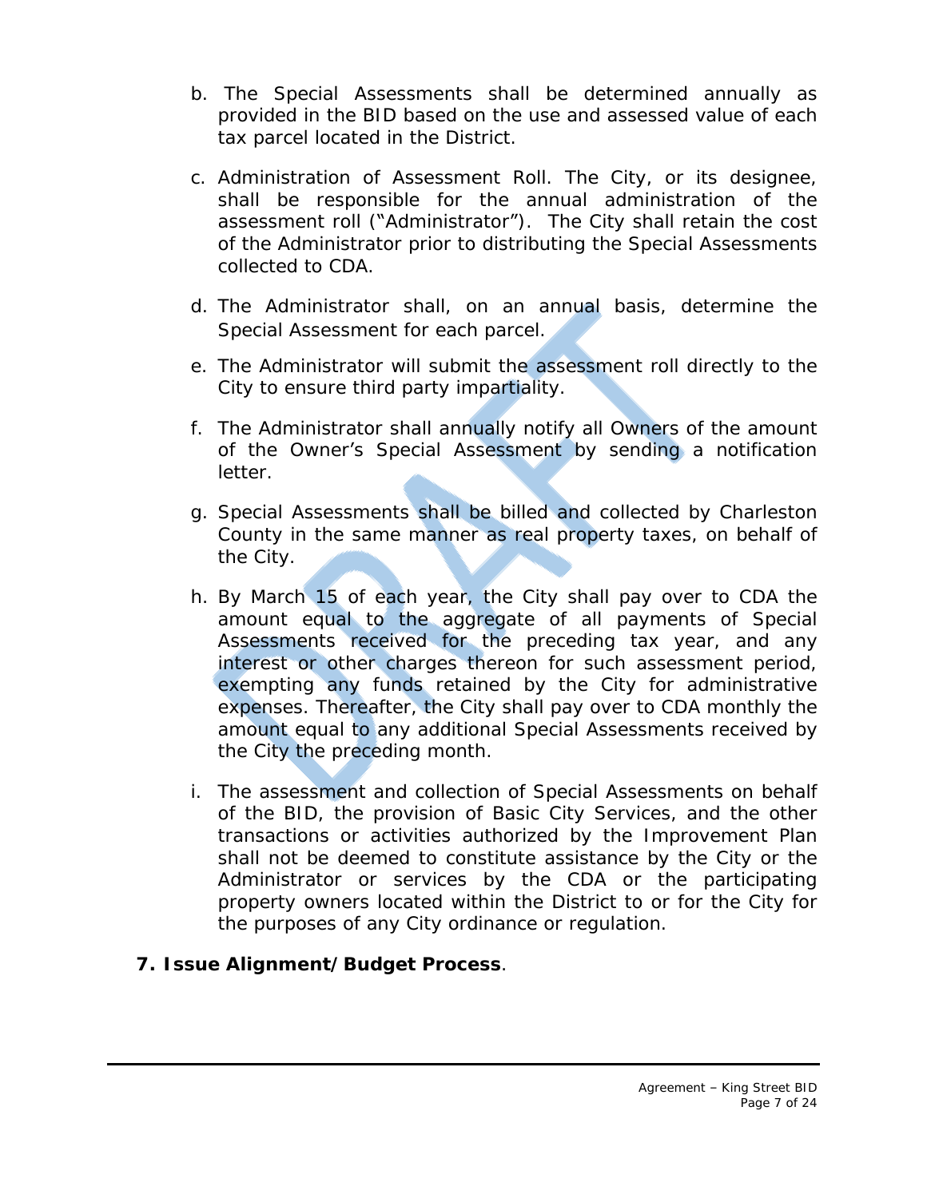b. The Special Assessments shall be determined annually as provided in the BID based on the use and assessed value of each tax parcel located in the District.

c. Administration of Assessment Roll. The City, or its designee, shall be responsible for the annual administration of the assessment roll ("Administrator"). The City shall retain the cost of the Administrator prior to distributing the Special Assessments collected to CDA.

d. The Administrator shall, on an annual basis, determine the Special Assessment for each parcel.

e. The Administrator will submit the assessment roll directly to the City to ensure third party impartiality.

f. The Administrator shall annually notify all Owners of the amount of the Owner's Special Assessment by sending a notification letter.

g. Special Assessments shall be billed and collected by Charleston County in the same manner as real property taxes, on behalf of the City.

h. By March 15 of each year, the City shall pay over to CDA the amount equal to the aggregate of all payments of Special Assessments received for the preceding tax year, and any interest or other charges thereon for such assessment period, exempting any funds retained by the City for administrative expenses. Thereafter, the City shall pay over to CDA monthly the amount equal to any additional Special Assessments received by the City the preceding month.

i. The assessment and collection of Special Assessments on behalf of the BID, the provision of Basic City Services, and the other transactions or activities authorized by the Improvement Plan shall not be deemed to constitute assistance by the City or the Administrator or services by the CDA or the participating property owners located within the District to or for the City for the purposes of any City ordinance or regulation.

**7. Issue Alignment/Budget Process**.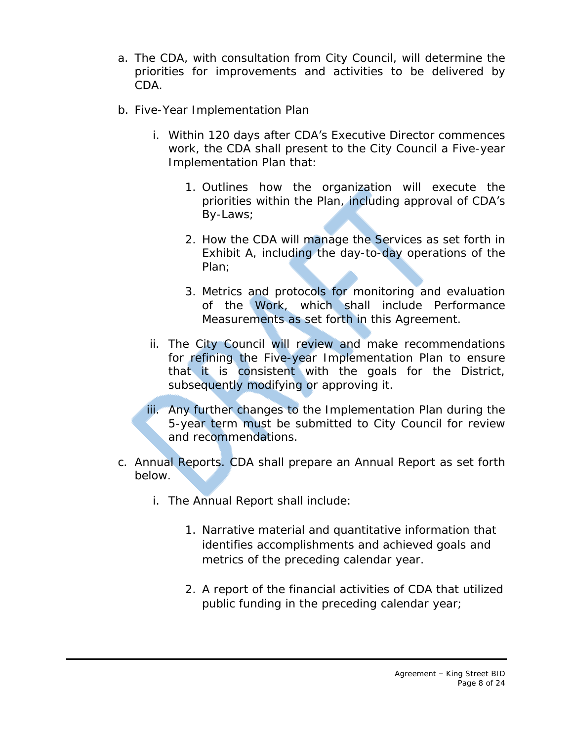a. The CDA, with consultation from City Council, will determine the priorities for improvements and activities to be delivered by CDA.

b. Five-Year Implementation Plan

    i. Within 120 days after CDA's Executive Director commences work, the CDA shall present to the City Council a Five-year Implementation Plan that:

        1. Outlines how the organization will execute the priorities within the Plan, including approval of CDA's By-Laws;

        2. How the CDA will manage the Services as set forth in Exhibit A, including the day-to-day operations of the Plan;

        3. Metrics and protocols for monitoring and evaluation of the Work, which shall include Performance Measurements as set forth in this Agreement.

    ii. The City Council will review and make recommendations for refining the Five-year Implementation Plan to ensure that it is consistent with the goals for the District, subsequently modifying or approving it.

    iii. Any further changes to the Implementation Plan during the 5-year term must be submitted to City Council for review and recommendations.

c. Annual Reports. CDA shall prepare an Annual Report as set forth below.

    i. The Annual Report shall include:

        1. Narrative material and quantitative information that identifies accomplishments and achieved goals and metrics of the preceding calendar year.

        2. A report of the financial activities of CDA that utilized public funding in the preceding calendar year;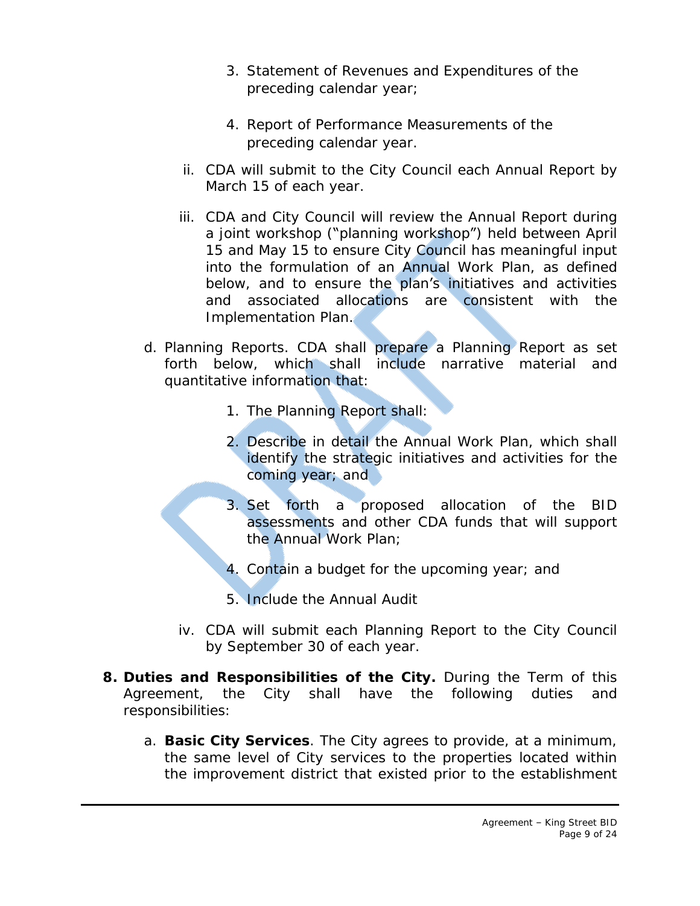3. Statement of Revenues and Expenditures of the preceding calendar year;

4. Report of Performance Measurements of the preceding calendar year.

ii. CDA will submit to the City Council each Annual Report by March 15 of each year.

iii. CDA and City Council will review the Annual Report during a joint workshop ("planning workshop") held between April 15 and May 15 to ensure City Council has meaningful input into the formulation of an Annual Work Plan, as defined below, and to ensure the plan's initiatives and activities and associated allocations are consistent with the Implementation Plan.

d. Planning Reports. CDA shall prepare a Planning Report as set forth below, which shall include narrative material and quantitative information that:

1. The Planning Report shall:

2. Describe in detail the Annual Work Plan, which shall identify the strategic initiatives and activities for the coming year; and

3. Set forth a proposed allocation of the BID assessments and other CDA funds that will support the Annual Work Plan;

4. Contain a budget for the upcoming year; and

5. Include the Annual Audit

iv. CDA will submit each Planning Report to the City Council by September 30 of each year.

**8. Duties and Responsibilities of the City.** During the Term of this Agreement, the City shall have the following duties and responsibilities:

a. **Basic City Services**. The City agrees to provide, at a minimum, the same level of City services to the properties located within the improvement district that existed prior to the establishment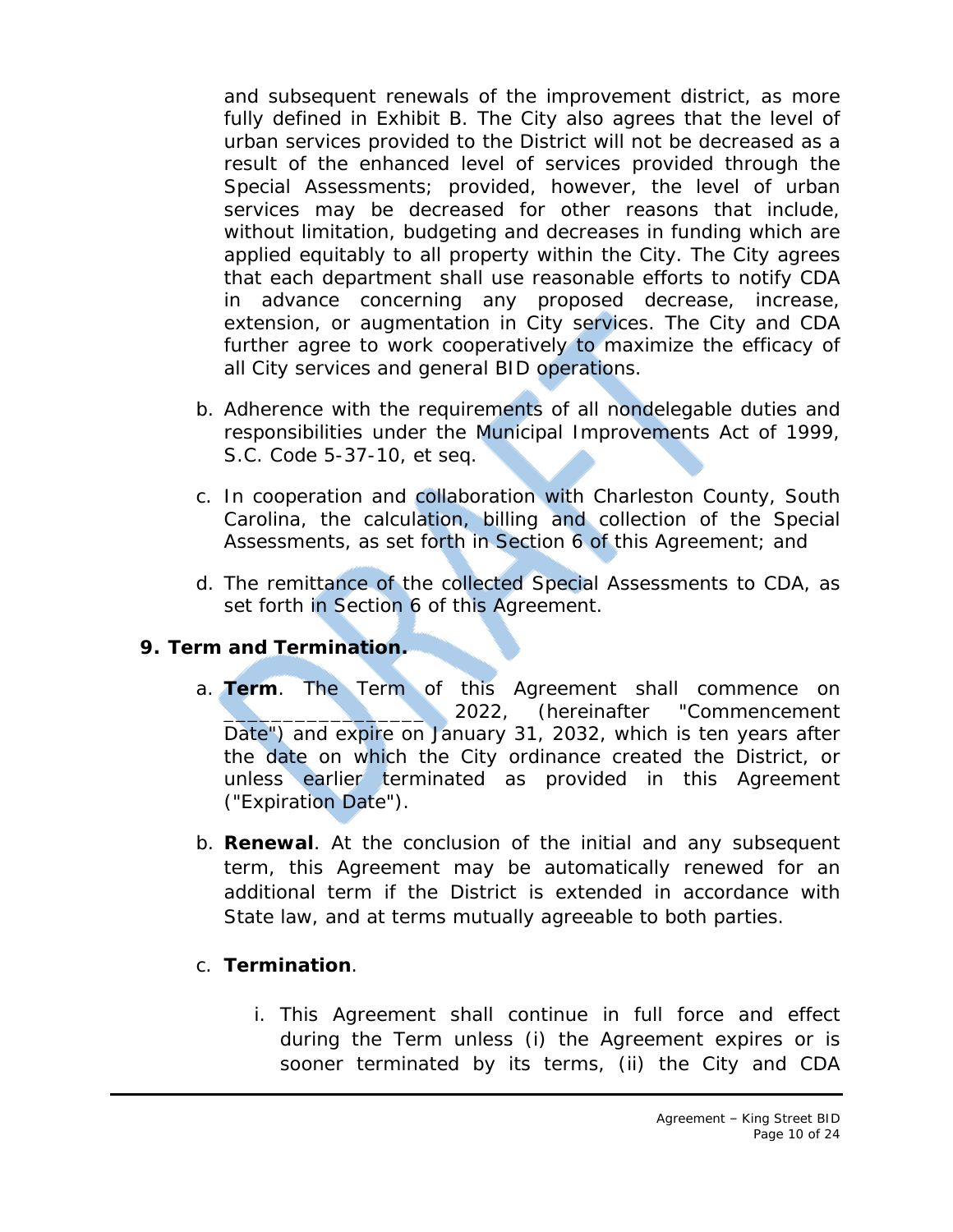and subsequent renewals of the improvement district, as more fully defined in Exhibit B. The City also agrees that the level of urban services provided to the District will not be decreased as a result of the enhanced level of services provided through the Special Assessments; provided, however, the level of urban services may be decreased for other reasons that include, without limitation, budgeting and decreases in funding which are applied equitably to all property within the City. The City agrees that each department shall use reasonable efforts to notify CDA in advance concerning any proposed decrease, increase, extension, or augmentation in City services. The City and CDA further agree to work cooperatively to maximize the efficacy of all City services and general BID operations.

b. Adherence with the requirements of all nondelegable duties and responsibilities under the Municipal Improvements Act of 1999, S.C. Code 5-37-10, et seq.

c. In cooperation and collaboration with Charleston County, South Carolina, the calculation, billing and collection of the Special Assessments, as set forth in Section 6 of this Agreement; and

d. The remittance of the collected Special Assessments to CDA, as set forth in Section 6 of this Agreement.

**9. Term and Termination.**

a. **Term**. The Term of this Agreement shall commence on _________________ 2022, (hereinafter "Commencement Date") and expire on January 31, 2032, which is ten years after the date on which the City ordinance created the District, or unless earlier terminated as provided in this Agreement ("Expiration Date").

b. **Renewal**. At the conclusion of the initial and any subsequent term, this Agreement may be automatically renewed for an additional term if the District is extended in accordance with State law, and at terms mutually agreeable to both parties.

c. **Termination**.

i. This Agreement shall continue in full force and effect during the Term unless (i) the Agreement expires or is sooner terminated by its terms, (ii) the City and CDA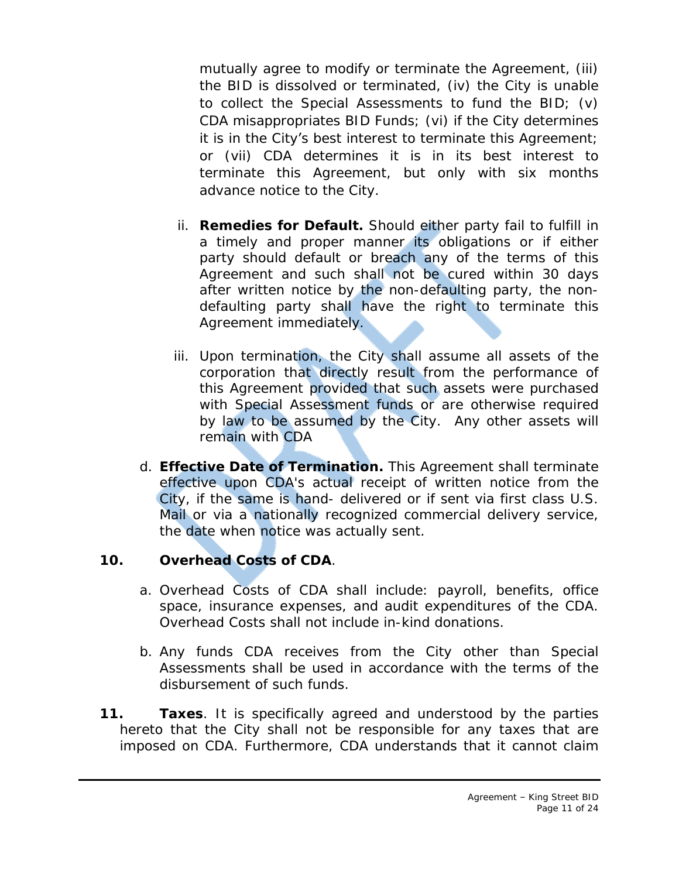mutually agree to modify or terminate the Agreement, (iii) the BID is dissolved or terminated, (iv) the City is unable to collect the Special Assessments to fund the BID; (v) CDA misappropriates BID Funds; (vi) if the City determines it is in the City's best interest to terminate this Agreement; or (vii) CDA determines it is in its best interest to terminate this Agreement, but only with six months advance notice to the City.

ii. **Remedies for Default.** Should either party fail to fulfill in a timely and proper manner its obligations or if either party should default or breach any of the terms of this Agreement and such shall not be cured within 30 days after written notice by the non-defaulting party, the non-defaulting party shall have the right to terminate this Agreement immediately.

iii. Upon termination, the City shall assume all assets of the corporation that directly result from the performance of this Agreement provided that such assets were purchased with Special Assessment funds or are otherwise required by law to be assumed by the City. Any other assets will remain with CDA

d. **Effective Date of Termination.** This Agreement shall terminate effective upon CDA's actual receipt of written notice from the City, if the same is hand- delivered or if sent via first class U.S. Mail or via a nationally recognized commercial delivery service, the date when notice was actually sent.

**10. Overhead Costs of CDA**.

a. Overhead Costs of CDA shall include: payroll, benefits, office space, insurance expenses, and audit expenditures of the CDA. Overhead Costs shall not include in-kind donations.

b. Any funds CDA receives from the City other than Special Assessments shall be used in accordance with the terms of the disbursement of such funds.

**11. Taxes**. It is specifically agreed and understood by the parties hereto that the City shall not be responsible for any taxes that are imposed on CDA. Furthermore, CDA understands that it cannot claim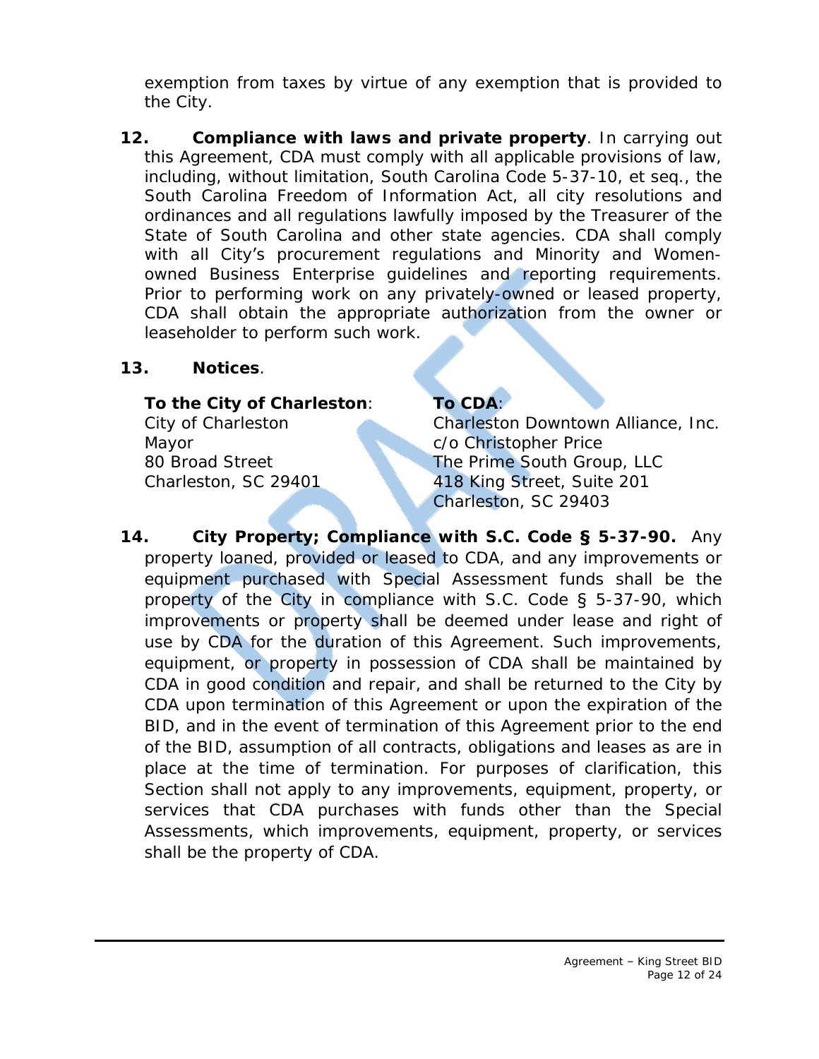exemption from taxes by virtue of any exemption that is provided to the City.

**12. Compliance with laws and private property**. In carrying out this Agreement, CDA must comply with all applicable provisions of law, including, without limitation, South Carolina Code 5-37-10, et seq., the South Carolina Freedom of Information Act, all city resolutions and ordinances and all regulations lawfully imposed by the Treasurer of the State of South Carolina and other state agencies. CDA shall comply with all City's procurement regulations and Minority and Women-owned Business Enterprise guidelines and reporting requirements. Prior to performing work on any privately-owned or leased property, CDA shall obtain the appropriate authorization from the owner or leaseholder to perform such work.

**13. Notices**.

**To the City of Charleston**:
City of Charleston
Mayor
80 Broad Street
Charleston, SC 29401

**To CDA**:
Charleston Downtown Alliance, Inc.
c/o Christopher Price
The Prime South Group, LLC
418 King Street, Suite 201
Charleston, SC 29403

**14. City Property; Compliance with S.C. Code § 5-37-90.** Any property loaned, provided or leased to CDA, and any improvements or equipment purchased with Special Assessment funds shall be the property of the City in compliance with S.C. Code § 5-37-90, which improvements or property shall be deemed under lease and right of use by CDA for the duration of this Agreement. Such improvements, equipment, or property in possession of CDA shall be maintained by CDA in good condition and repair, and shall be returned to the City by CDA upon termination of this Agreement or upon the expiration of the BID, and in the event of termination of this Agreement prior to the end of the BID, assumption of all contracts, obligations and leases as are in place at the time of termination. For purposes of clarification, this Section shall not apply to any improvements, equipment, property, or services that CDA purchases with funds other than the Special Assessments, which improvements, equipment, property, or services shall be the property of CDA.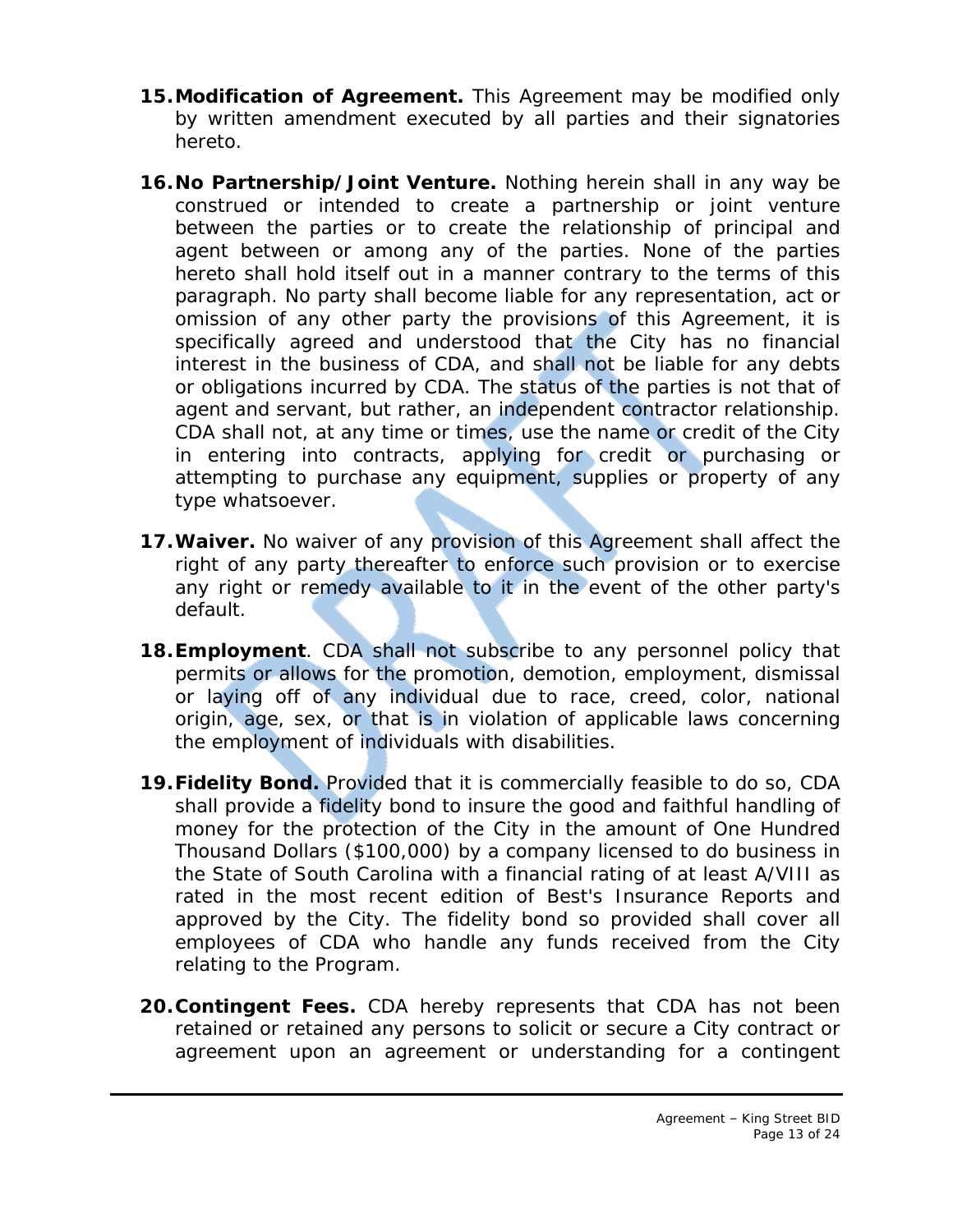15. **Modification of Agreement.** This Agreement may be modified only by written amendment executed by all parties and their signatories hereto.

16. **No Partnership/Joint Venture.** Nothing herein shall in any way be construed or intended to create a partnership or joint venture between the parties or to create the relationship of principal and agent between or among any of the parties. None of the parties hereto shall hold itself out in a manner contrary to the terms of this paragraph. No party shall become liable for any representation, act or omission of any other party the provisions of this Agreement, it is specifically agreed and understood that the City has no financial interest in the business of CDA, and shall not be liable for any debts or obligations incurred by CDA. The status of the parties is not that of agent and servant, but rather, an independent contractor relationship. CDA shall not, at any time or times, use the name or credit of the City in entering into contracts, applying for credit or purchasing or attempting to purchase any equipment, supplies or property of any type whatsoever.

17. **Waiver.** No waiver of any provision of this Agreement shall affect the right of any party thereafter to enforce such provision or to exercise any right or remedy available to it in the event of the other party's default.

18. **Employment**. CDA shall not subscribe to any personnel policy that permits or allows for the promotion, demotion, employment, dismissal or laying off of any individual due to race, creed, color, national origin, age, sex, or that is in violation of applicable laws concerning the employment of individuals with disabilities.

19. **Fidelity Bond.** Provided that it is commercially feasible to do so, CDA shall provide a fidelity bond to insure the good and faithful handling of money for the protection of the City in the amount of One Hundred Thousand Dollars ($100,000) by a company licensed to do business in the State of South Carolina with a financial rating of at least A/VIII as rated in the most recent edition of Best's Insurance Reports and approved by the City. The fidelity bond so provided shall cover all employees of CDA who handle any funds received from the City relating to the Program.

20. **Contingent Fees.** CDA hereby represents that CDA has not been retained or retained any persons to solicit or secure a City contract or agreement upon an agreement or understanding for a contingent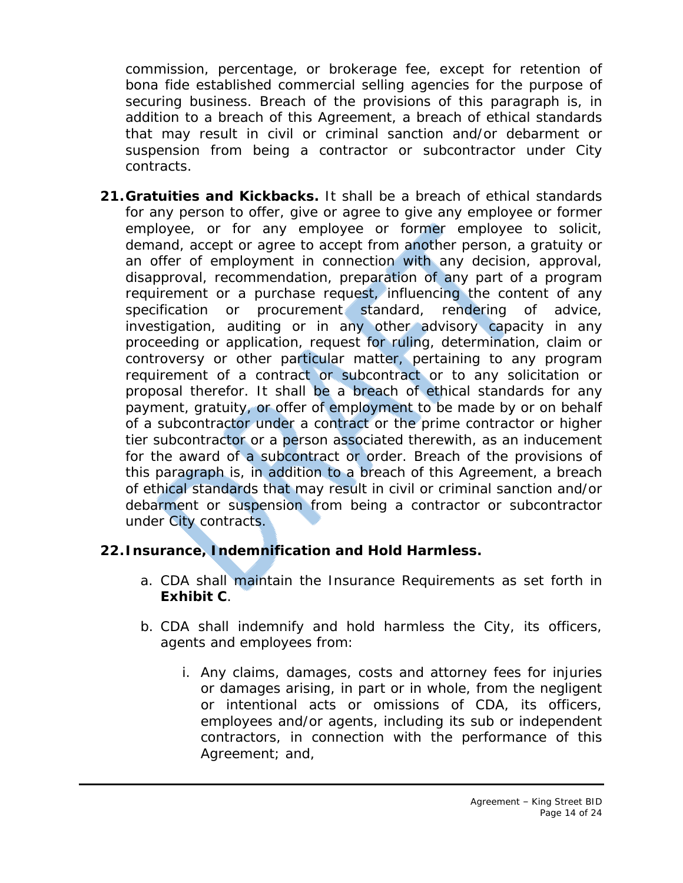commission, percentage, or brokerage fee, except for retention of bona fide established commercial selling agencies for the purpose of securing business. Breach of the provisions of this paragraph is, in addition to a breach of this Agreement, a breach of ethical standards that may result in civil or criminal sanction and/or debarment or suspension from being a contractor or subcontractor under City contracts.

21. **Gratuities and Kickbacks.** It shall be a breach of ethical standards for any person to offer, give or agree to give any employee or former employee, or for any employee or former employee to solicit, demand, accept or agree to accept from another person, a gratuity or an offer of employment in connection with any decision, approval, disapproval, recommendation, preparation of any part of a program requirement or a purchase request, influencing the content of any specification or procurement standard, rendering of advice, investigation, auditing or in any other advisory capacity in any proceeding or application, request for ruling, determination, claim or controversy or other particular matter, pertaining to any program requirement of a contract or subcontract or to any solicitation or proposal therefor. It shall be a breach of ethical standards for any payment, gratuity, or offer of employment to be made by or on behalf of a subcontractor under a contract or the prime contractor or higher tier subcontractor or a person associated therewith, as an inducement for the award of a subcontract or order. Breach of the provisions of this paragraph is, in addition to a breach of this Agreement, a breach of ethical standards that may result in civil or criminal sanction and/or debarment or suspension from being a contractor or subcontractor under City contracts.

22. **Insurance, Indemnification and Hold Harmless.**

    a. CDA shall maintain the Insurance Requirements as set forth in **Exhibit C**.

    b. CDA shall indemnify and hold harmless the City, its officers, agents and employees from:

        i. Any claims, damages, costs and attorney fees for injuries or damages arising, in part or in whole, from the negligent or intentional acts or omissions of CDA, its officers, employees and/or agents, including its sub or independent contractors, in connection with the performance of this Agreement; and,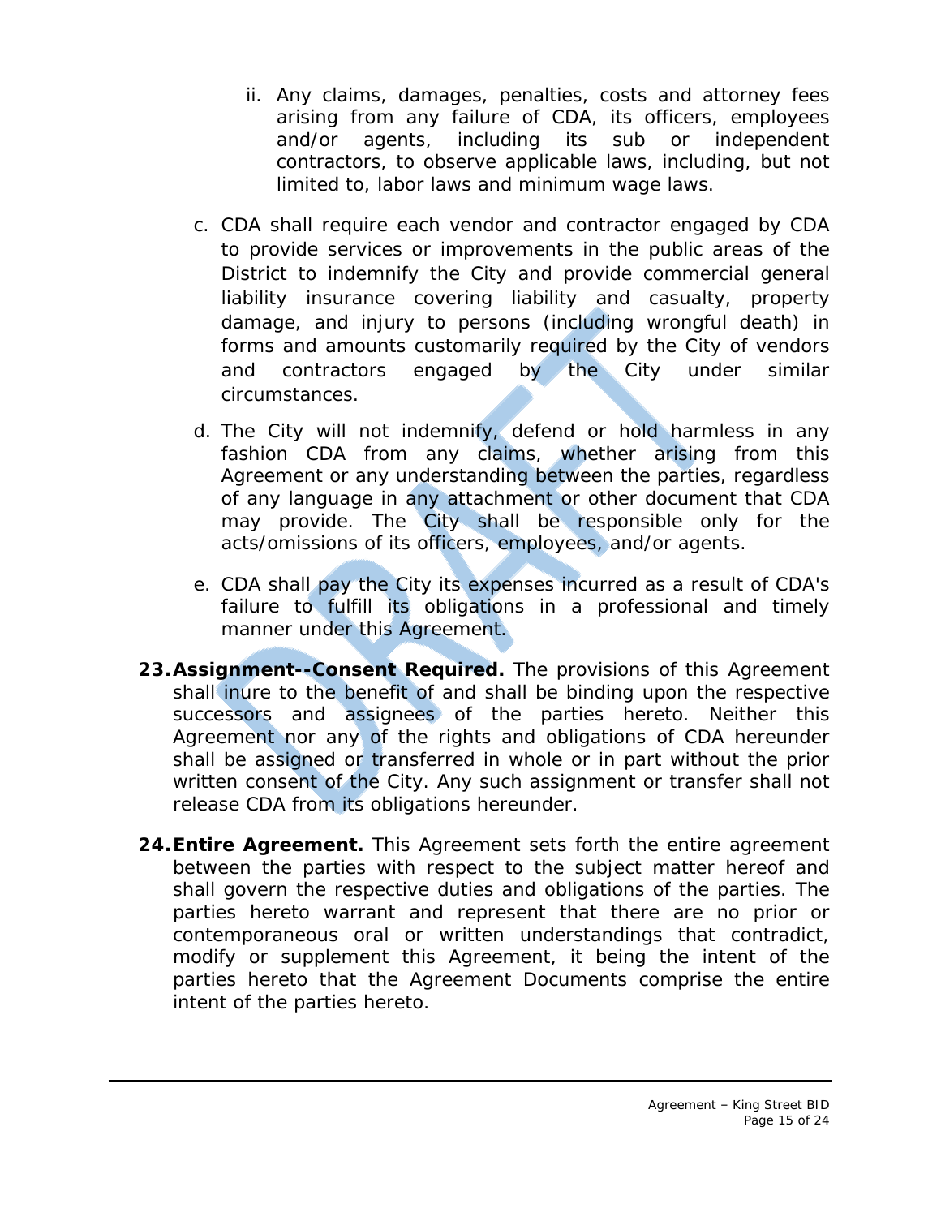ii. Any claims, damages, penalties, costs and attorney fees arising from any failure of CDA, its officers, employees and/or agents, including its sub or independent contractors, to observe applicable laws, including, but not limited to, labor laws and minimum wage laws.

c. CDA shall require each vendor and contractor engaged by CDA to provide services or improvements in the public areas of the District to indemnify the City and provide commercial general liability insurance covering liability and casualty, property damage, and injury to persons (including wrongful death) in forms and amounts customarily required by the City of vendors and contractors engaged by the City under similar circumstances.

d. The City will not indemnify, defend or hold harmless in any fashion CDA from any claims, whether arising from this Agreement or any understanding between the parties, regardless of any language in any attachment or other document that CDA may provide. The City shall be responsible only for the acts/omissions of its officers, employees, and/or agents.

e. CDA shall pay the City its expenses incurred as a result of CDA's failure to fulfill its obligations in a professional and timely manner under this Agreement.

23. **Assignment--Consent Required.** The provisions of this Agreement shall inure to the benefit of and shall be binding upon the respective successors and assignees of the parties hereto. Neither this Agreement nor any of the rights and obligations of CDA hereunder shall be assigned or transferred in whole or in part without the prior written consent of the City. Any such assignment or transfer shall not release CDA from its obligations hereunder.

24. **Entire Agreement.** This Agreement sets forth the entire agreement between the parties with respect to the subject matter hereof and shall govern the respective duties and obligations of the parties. The parties hereto warrant and represent that there are no prior or contemporaneous oral or written understandings that contradict, modify or supplement this Agreement, it being the intent of the parties hereto that the Agreement Documents comprise the entire intent of the parties hereto.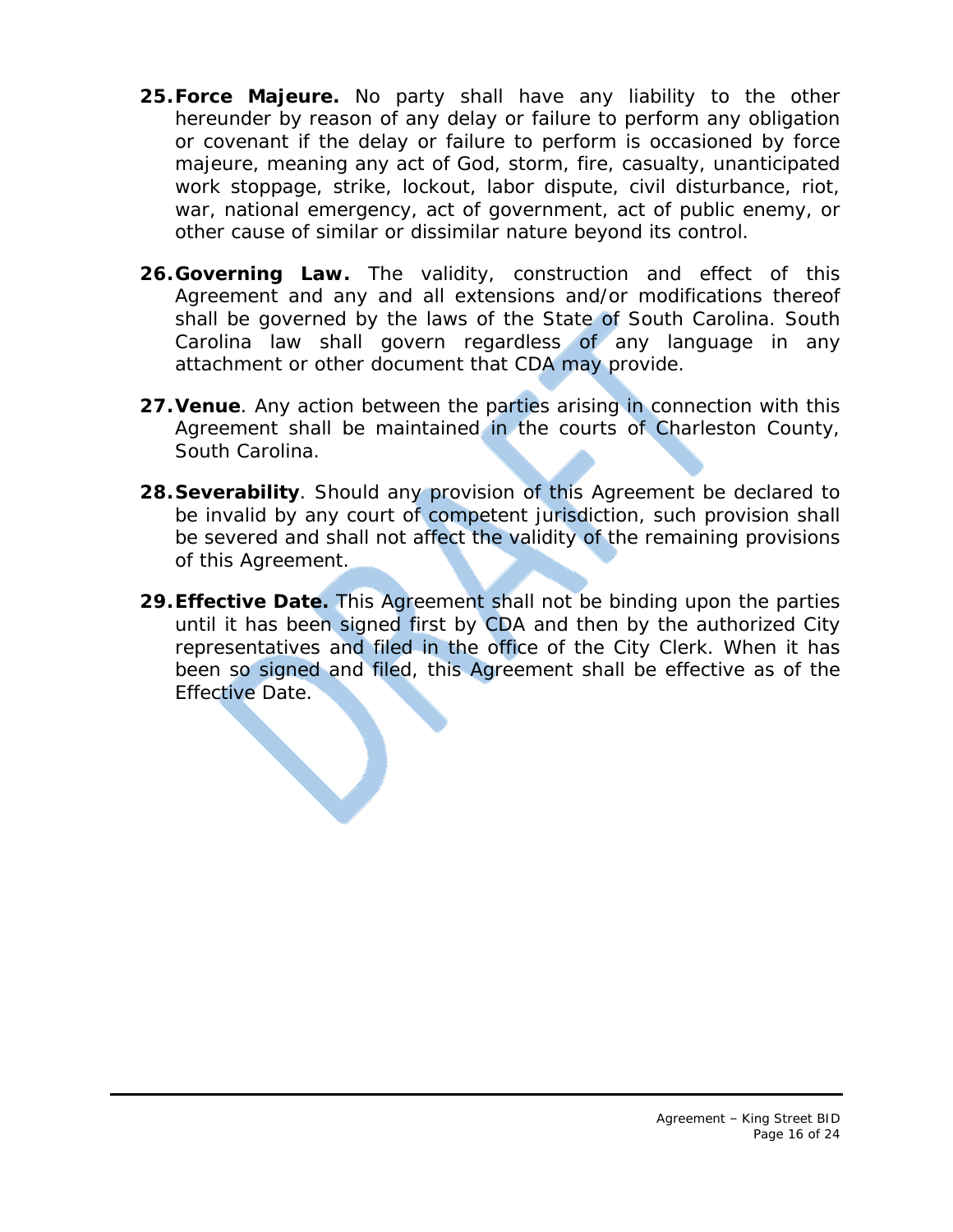25. **Force Majeure.** No party shall have any liability to the other hereunder by reason of any delay or failure to perform any obligation or covenant if the delay or failure to perform is occasioned by force majeure, meaning any act of God, storm, fire, casualty, unanticipated work stoppage, strike, lockout, labor dispute, civil disturbance, riot, war, national emergency, act of government, act of public enemy, or other cause of similar or dissimilar nature beyond its control.

26. **Governing Law.** The validity, construction and effect of this Agreement and any and all extensions and/or modifications thereof shall be governed by the laws of the State of South Carolina. South Carolina law shall govern regardless of any language in any attachment or other document that CDA may provide.

27. **Venue**. Any action between the parties arising in connection with this Agreement shall be maintained in the courts of Charleston County, South Carolina.

28. **Severability**. Should any provision of this Agreement be declared to be invalid by any court of competent jurisdiction, such provision shall be severed and shall not affect the validity of the remaining provisions of this Agreement.

29. **Effective Date.** This Agreement shall not be binding upon the parties until it has been signed first by CDA and then by the authorized City representatives and filed in the office of the City Clerk. When it has been so signed and filed, this Agreement shall be effective as of the Effective Date.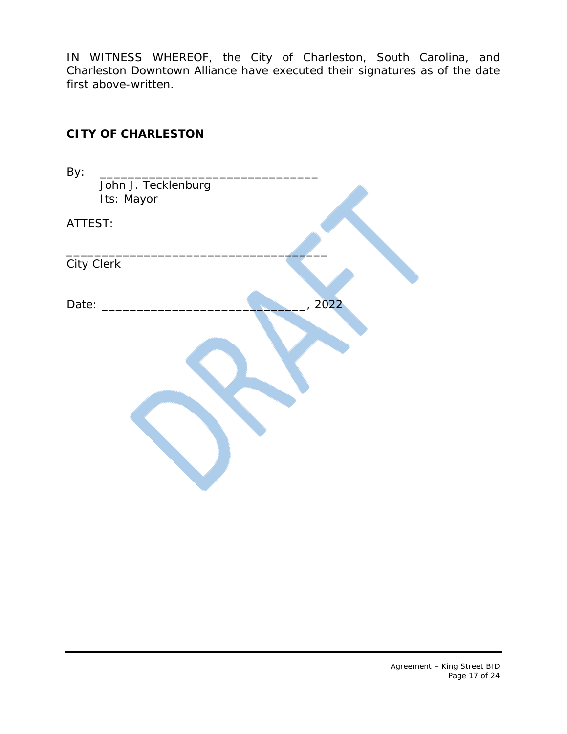IN WITNESS WHEREOF, the City of Charleston, South Carolina, and Charleston Downtown Alliance have executed their signatures as of the date first above-written.

**CITY OF CHARLESTON**

By: ________________________________
John J. Tecklenburg
Its: Mayor

ATTEST:

______________________________________
City Clerk

Date: _____________________________, 2022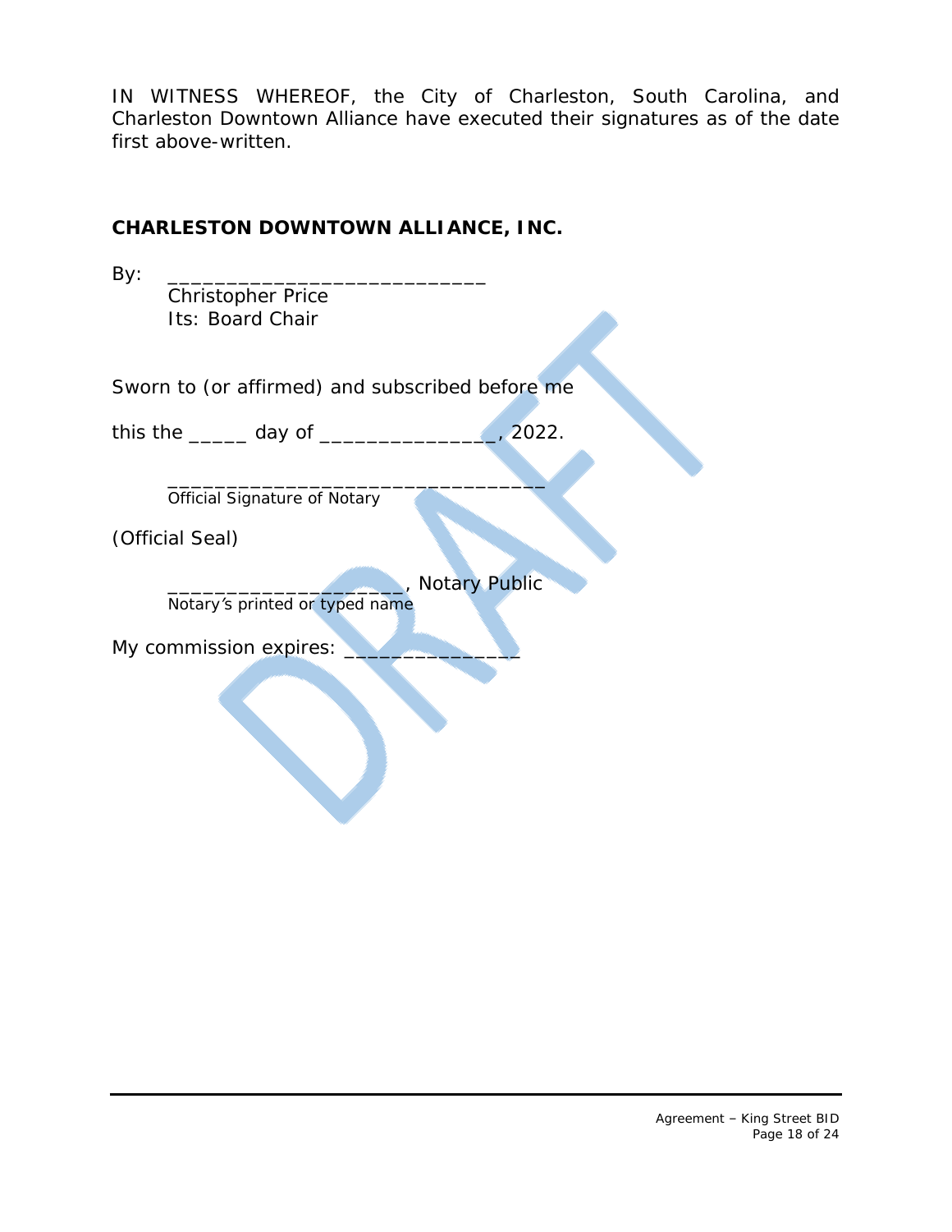IN WITNESS WHEREOF, the City of Charleston, South Carolina, and Charleston Downtown Alliance have executed their signatures as of the date first above-written.

**CHARLESTON DOWNTOWN ALLIANCE, INC.**

By: ___________________________
Christopher Price
Its: Board Chair

Sworn to (or affirmed) and subscribed before me

this the _____ day of _______________, 2022.

________________________________
Official Signature of Notary

(Official Seal)

____________________, Notary Public
Notary's printed or typed name

My commission expires: _______________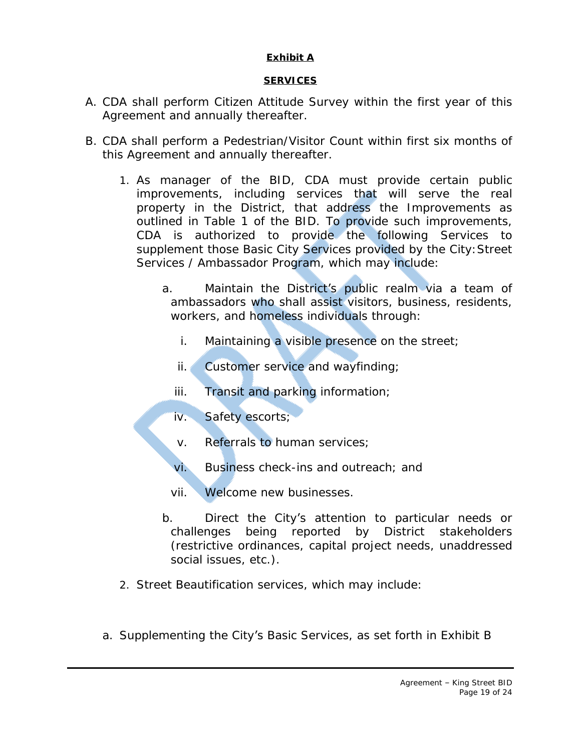**Exhibit A**

**SERVICES**

A. CDA shall perform Citizen Attitude Survey within the first year of this Agreement and annually thereafter.

B. CDA shall perform a Pedestrian/Visitor Count within first six months of this Agreement and annually thereafter.

   1. As manager of the BID, CDA must provide certain public improvements, including services that will serve the real property in the District, that address the Improvements as outlined in Table 1 of the BID. To provide such improvements, CDA is authorized to provide the following Services to supplement those Basic City Services provided by the City: Street Services / Ambassador Program, which may include:

      a. Maintain the District's public realm via a team of ambassadors who shall assist visitors, business, residents, workers, and homeless individuals through:

         i. Maintaining a visible presence on the street;

         ii. Customer service and wayfinding;

         iii. Transit and parking information;

         iv. Safety escorts;

         v. Referrals to human services;

         vi. Business check-ins and outreach; and

         vii. Welcome new businesses.

      b. Direct the City's attention to particular needs or challenges being reported by District stakeholders (restrictive ordinances, capital project needs, unaddressed social issues, etc.).

   2. Street Beautification services, which may include:

a. Supplementing the City's Basic Services, as set forth in Exhibit B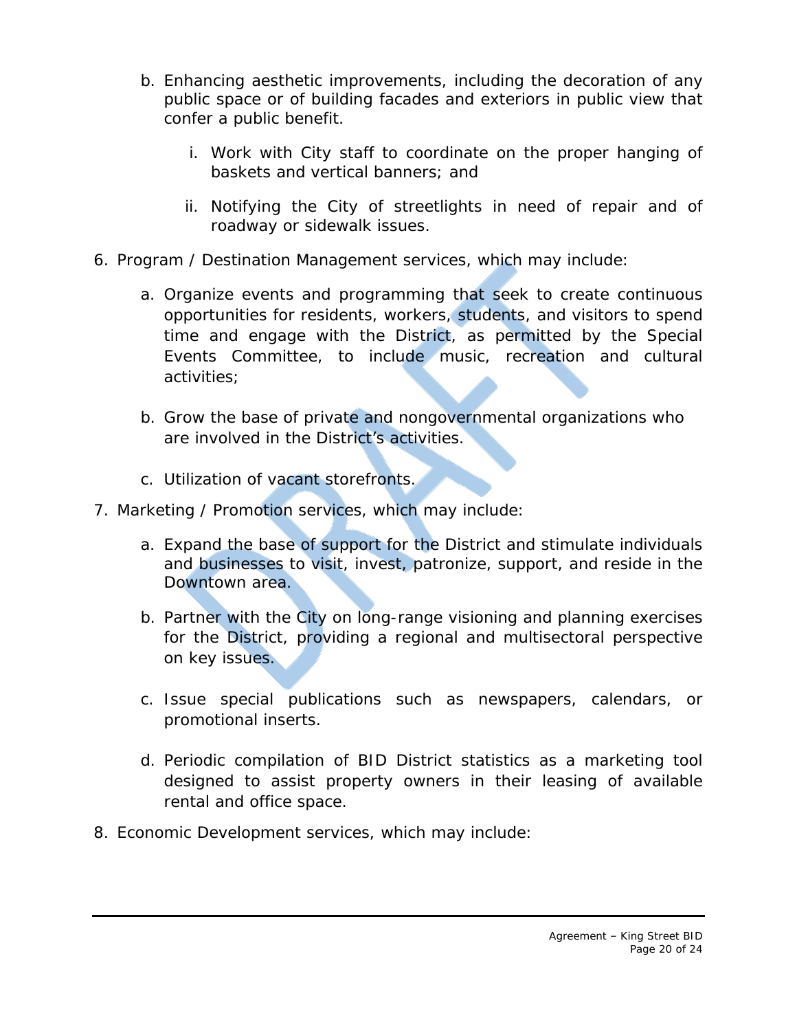b. Enhancing aesthetic improvements, including the decoration of any public space or of building facades and exteriors in public view that confer a public benefit.

      i. Work with City staff to coordinate on the proper hanging of baskets and vertical banners; and

      ii. Notifying the City of streetlights in need of repair and of roadway or sidewalk issues.

6. Program / Destination Management services, which may include:

   a. Organize events and programming that seek to create continuous opportunities for residents, workers, students, and visitors to spend time and engage with the District, as permitted by the Special Events Committee, to include music, recreation and cultural activities;

   b. Grow the base of private and nongovernmental organizations who are involved in the District's activities.

   c. Utilization of vacant storefronts.

7. Marketing / Promotion services, which may include:

   a. Expand the base of support for the District and stimulate individuals and businesses to visit, invest, patronize, support, and reside in the Downtown area.

   b. Partner with the City on long-range visioning and planning exercises for the District, providing a regional and multisectoral perspective on key issues.

   c. Issue special publications such as newspapers, calendars, or promotional inserts.

   d. Periodic compilation of BID District statistics as a marketing tool designed to assist property owners in their leasing of available rental and office space.

8. Economic Development services, which may include: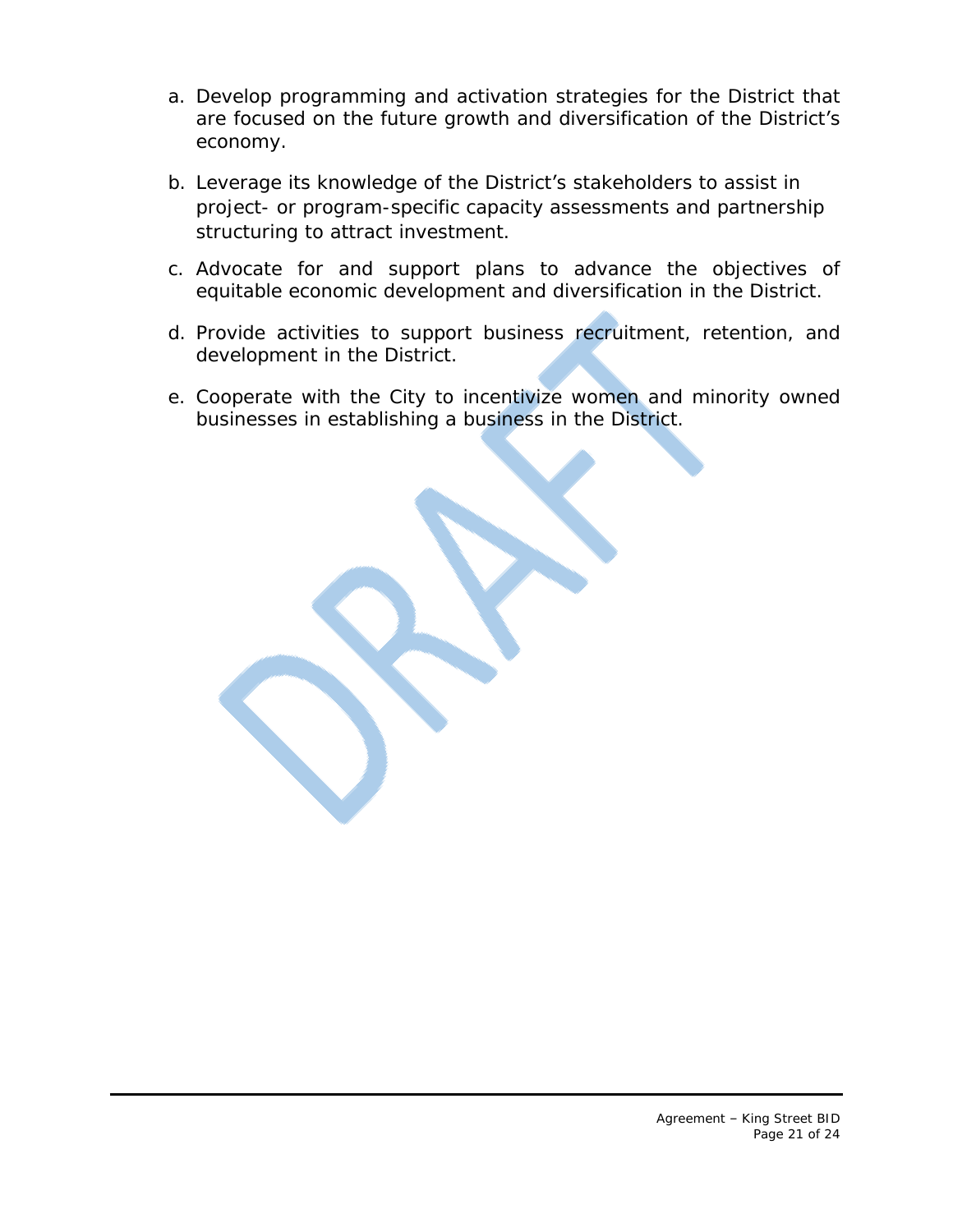a. Develop programming and activation strategies for the District that are focused on the future growth and diversification of the District's economy.

b. Leverage its knowledge of the District's stakeholders to assist in project- or program-specific capacity assessments and partnership structuring to attract investment.

c. Advocate for and support plans to advance the objectives of equitable economic development and diversification in the District.

d. Provide activities to support business recruitment, retention, and development in the District.

e. Cooperate with the City to incentivize women and minority owned businesses in establishing a business in the District.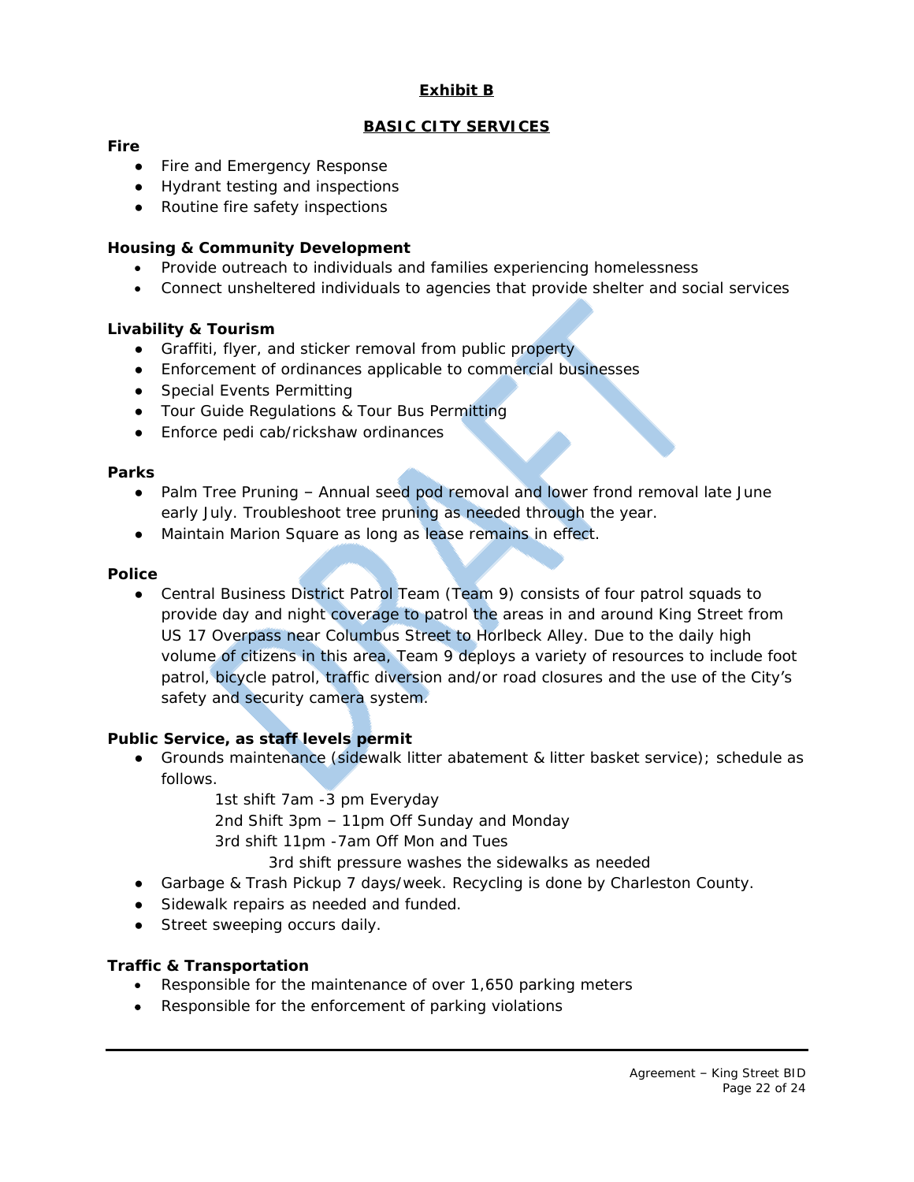# Exhibit B

## BASIC CITY SERVICES

**Fire**

- Fire and Emergency Response
- Hydrant testing and inspections
- Routine fire safety inspections

**Housing & Community Development**

- Provide outreach to individuals and families experiencing homelessness
- Connect unsheltered individuals to agencies that provide shelter and social services

**Livability & Tourism**

- Graffiti, flyer, and sticker removal from public property
- Enforcement of ordinances applicable to commercial businesses
- Special Events Permitting
- Tour Guide Regulations & Tour Bus Permitting
- Enforce pedi cab/rickshaw ordinances

**Parks**

- Palm Tree Pruning – Annual seed pod removal and lower frond removal late June early July. Troubleshoot tree pruning as needed through the year.
- Maintain Marion Square as long as lease remains in effect.

**Police**

- Central Business District Patrol Team (Team 9) consists of four patrol squads to provide day and night coverage to patrol the areas in and around King Street from US 17 Overpass near Columbus Street to Horlbeck Alley. Due to the daily high volume of citizens in this area, Team 9 deploys a variety of resources to include foot patrol, bicycle patrol, traffic diversion and/or road closures and the use of the City's safety and security camera system.

**Public Service, as staff levels permit**

- Grounds maintenance (sidewalk litter abatement & litter basket service); schedule as follows.
  - 1st shift 7am -3 pm Everyday
  - 2nd Shift 3pm – 11pm Off Sunday and Monday
  - 3rd shift 11pm -7am Off Mon and Tues
    - 3rd shift pressure washes the sidewalks as needed
- Garbage & Trash Pickup 7 days/week. Recycling is done by Charleston County.
- Sidewalk repairs as needed and funded.
- Street sweeping occurs daily.

**Traffic & Transportation**

- Responsible for the maintenance of over 1,650 parking meters
- Responsible for the enforcement of parking violations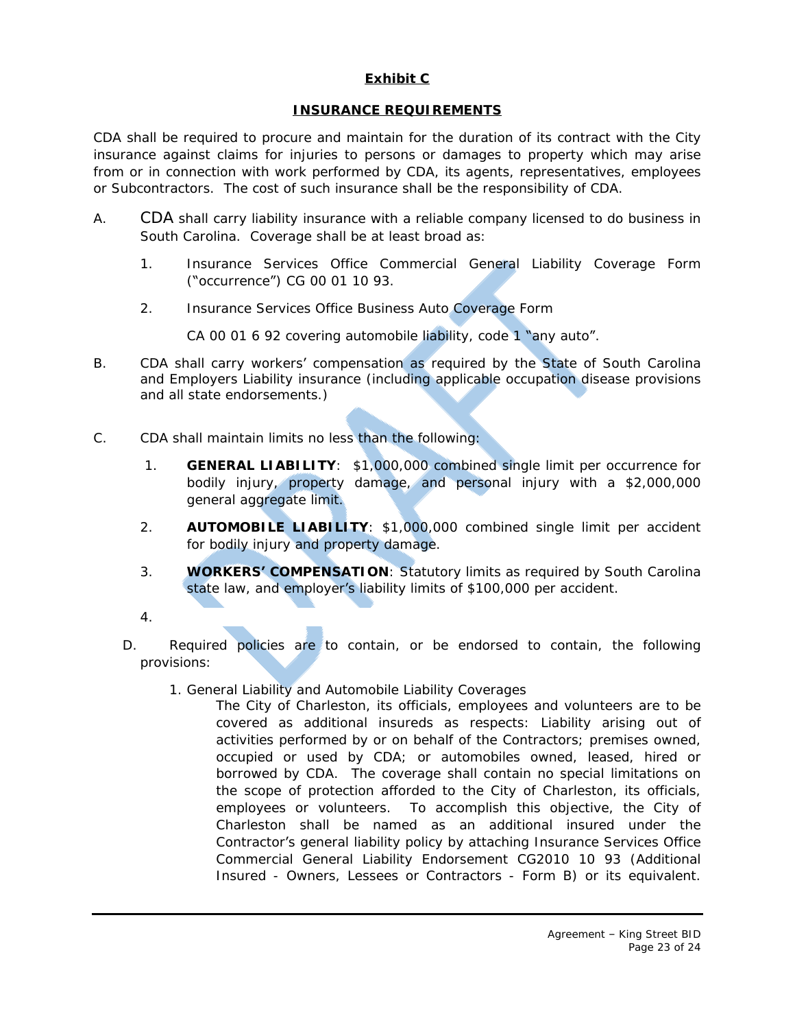## Exhibit C

### INSURANCE REQUIREMENTS

CDA shall be required to procure and maintain for the duration of its contract with the City insurance against claims for injuries to persons or damages to property which may arise from or in connection with work performed by CDA, its agents, representatives, employees or Subcontractors. The cost of such insurance shall be the responsibility of CDA.

A. CDA shall carry liability insurance with a reliable company licensed to do business in South Carolina. Coverage shall be at least broad as:

   1. Insurance Services Office Commercial General Liability Coverage Form ("occurrence") CG 00 01 10 93.

   2. Insurance Services Office Business Auto Coverage Form

      CA 00 01 6 92 covering automobile liability, code 1 "any auto".

B. CDA shall carry workers' compensation as required by the State of South Carolina and Employers Liability insurance (including applicable occupation disease provisions and all state endorsements.)

C. CDA shall maintain limits no less than the following:

   1. **GENERAL LIABILITY**: $1,000,000 combined single limit per occurrence for bodily injury, property damage, and personal injury with a $2,000,000 general aggregate limit.

   2. **AUTOMOBILE LIABILITY**: $1,000,000 combined single limit per accident for bodily injury and property damage.

   3. **WORKERS' COMPENSATION**: Statutory limits as required by South Carolina state law, and employer's liability limits of $100,000 per accident.

   4.

D. Required policies are to contain, or be endorsed to contain, the following provisions:

   1. General Liability and Automobile Liability Coverages

      The City of Charleston, its officials, employees and volunteers are to be covered as additional insureds as respects: Liability arising out of activities performed by or on behalf of the Contractors; premises owned, occupied or used by CDA; or automobiles owned, leased, hired or borrowed by CDA. The coverage shall contain no special limitations on the scope of protection afforded to the City of Charleston, its officials, employees or volunteers. To accomplish this objective, the City of Charleston shall be named as an additional insured under the Contractor's general liability policy by attaching Insurance Services Office Commercial General Liability Endorsement CG2010 10 93 (Additional Insured - Owners, Lessees or Contractors - Form B) or its equivalent.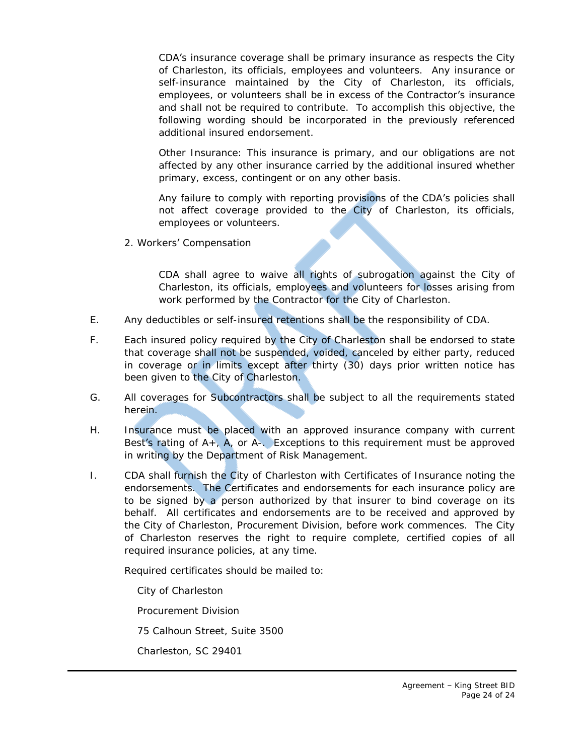CDA's insurance coverage shall be primary insurance as respects the City of Charleston, its officials, employees and volunteers. Any insurance or self-insurance maintained by the City of Charleston, its officials, employees, or volunteers shall be in excess of the Contractor's insurance and shall not be required to contribute. To accomplish this objective, the following wording should be incorporated in the previously referenced additional insured endorsement.

Other Insurance: This insurance is primary, and our obligations are not affected by any other insurance carried by the additional insured whether primary, excess, contingent or on any other basis.

Any failure to comply with reporting provisions of the CDA's policies shall not affect coverage provided to the City of Charleston, its officials, employees or volunteers.

2. Workers' Compensation

CDA shall agree to waive all rights of subrogation against the City of Charleston, its officials, employees and volunteers for losses arising from work performed by the Contractor for the City of Charleston.

E. Any deductibles or self-insured retentions shall be the responsibility of CDA.

F. Each insured policy required by the City of Charleston shall be endorsed to state that coverage shall not be suspended, voided, canceled by either party, reduced in coverage or in limits except after thirty (30) days prior written notice has been given to the City of Charleston.

G. All coverages for Subcontractors shall be subject to all the requirements stated herein.

H. Insurance must be placed with an approved insurance company with current Best's rating of A+, A, or A-. Exceptions to this requirement must be approved in writing by the Department of Risk Management.

I. CDA shall furnish the City of Charleston with Certificates of Insurance noting the endorsements. The Certificates and endorsements for each insurance policy are to be signed by a person authorized by that insurer to bind coverage on its behalf. All certificates and endorsements are to be received and approved by the City of Charleston, Procurement Division, before work commences. The City of Charleston reserves the right to require complete, certified copies of all required insurance policies, at any time.

Required certificates should be mailed to:

City of Charleston

Procurement Division

75 Calhoun Street, Suite 3500

Charleston, SC 29401